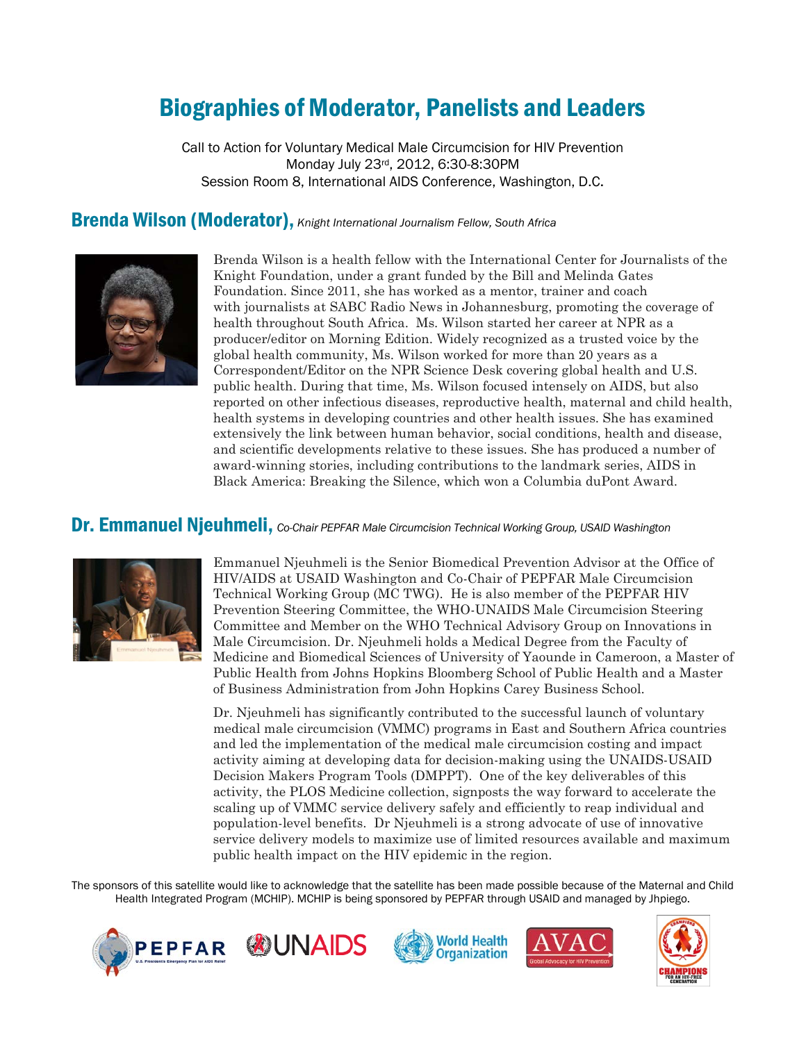# Biographies of Moderator, Panelists and Leaders

Call to Action for Voluntary Medical Male Circumcision for HIV Prevention
Monday July 23rd, 2012, 6:30-8:30PM
Session Room 8, International AIDS Conference, Washington, D.C.

## Brenda Wilson (Moderator), *Knight International Journalism Fellow, South Africa*

Brenda Wilson is a health fellow with the International Center for Journalists of the Knight Foundation, under a grant funded by the Bill and Melinda Gates Foundation. Since 2011, she has worked as a mentor, trainer and coach with journalists at SABC Radio News in Johannesburg, promoting the coverage of health throughout South Africa. Ms. Wilson started her career at NPR as a producer/editor on Morning Edition. Widely recognized as a trusted voice by the global health community, Ms. Wilson worked for more than 20 years as a Correspondent/Editor on the NPR Science Desk covering global health and U.S. public health. During that time, Ms. Wilson focused intensely on AIDS, but also reported on other infectious diseases, reproductive health, maternal and child health, health systems in developing countries and other health issues. She has examined extensively the link between human behavior, social conditions, health and disease, and scientific developments relative to these issues. She has produced a number of award-winning stories, including contributions to the landmark series, AIDS in Black America: Breaking the Silence, which won a Columbia duPont Award.

## Dr. Emmanuel Njeuhmeli, *Co-Chair PEPFAR Male Circumcision Technical Working Group, USAID Washington*

Emmanuel Njeuhmeli is the Senior Biomedical Prevention Advisor at the Office of HIV/AIDS at USAID Washington and Co-Chair of PEPFAR Male Circumcision Technical Working Group (MC TWG). He is also member of the PEPFAR HIV Prevention Steering Committee, the WHO-UNAIDS Male Circumcision Steering Committee and Member on the WHO Technical Advisory Group on Innovations in Male Circumcision. Dr. Njeuhmeli holds a Medical Degree from the Faculty of Medicine and Biomedical Sciences of University of Yaounde in Cameroon, a Master of Public Health from Johns Hopkins Bloomberg School of Public Health and a Master of Business Administration from John Hopkins Carey Business School.

Dr. Njeuhmeli has significantly contributed to the successful launch of voluntary medical male circumcision (VMMC) programs in East and Southern Africa countries and led the implementation of the medical male circumcision costing and impact activity aiming at developing data for decision-making using the UNAIDS-USAID Decision Makers Program Tools (DMPPT). One of the key deliverables of this activity, the PLOS Medicine collection, signposts the way forward to accelerate the scaling up of VMMC service delivery safely and efficiently to reap individual and population-level benefits. Dr Njeuhmeli is a strong advocate of use of innovative service delivery models to maximize use of limited resources available and maximum public health impact on the HIV epidemic in the region.

The sponsors of this satellite would like to acknowledge that the satellite has been made possible because of the Maternal and Child Health Integrated Program (MCHIP). MCHIP is being sponsored by PEPFAR through USAID and managed by Jhpiego.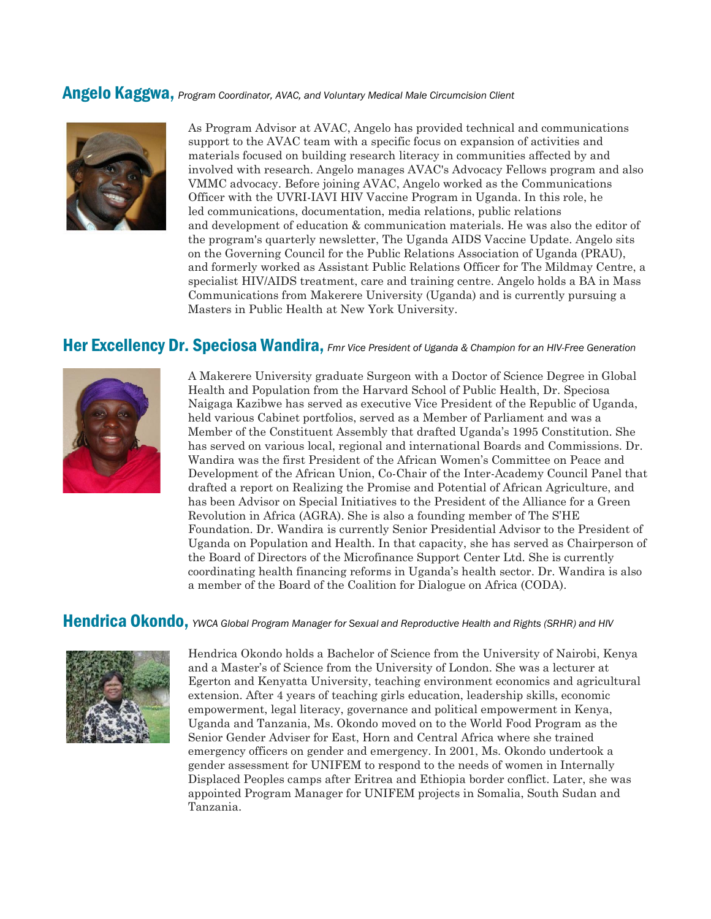## Angelo Kaggwa, *Program Coordinator, AVAC, and Voluntary Medical Male Circumcision Client*

As Program Advisor at AVAC, Angelo has provided technical and communications support to the AVAC team with a specific focus on expansion of activities and materials focused on building research literacy in communities affected by and involved with research. Angelo manages AVAC's Advocacy Fellows program and also VMMC advocacy. Before joining AVAC, Angelo worked as the Communications Officer with the UVRI-IAVI HIV Vaccine Program in Uganda. In this role, he led communications, documentation, media relations, public relations and development of education & communication materials. He was also the editor of the program's quarterly newsletter, The Uganda AIDS Vaccine Update. Angelo sits on the Governing Council for the Public Relations Association of Uganda (PRAU), and formerly worked as Assistant Public Relations Officer for The Mildmay Centre, a specialist HIV/AIDS treatment, care and training centre. Angelo holds a BA in Mass Communications from Makerere University (Uganda) and is currently pursuing a Masters in Public Health at New York University.

## Her Excellency Dr. Speciosa Wandira, *Fmr Vice President of Uganda & Champion for an HIV-Free Generation*

A Makerere University graduate Surgeon with a Doctor of Science Degree in Global Health and Population from the Harvard School of Public Health, Dr. Speciosa Naigaga Kazibwe has served as executive Vice President of the Republic of Uganda, held various Cabinet portfolios, served as a Member of Parliament and was a Member of the Constituent Assembly that drafted Uganda's 1995 Constitution. She has served on various local, regional and international Boards and Commissions. Dr. Wandira was the first President of the African Women's Committee on Peace and Development of the African Union, Co-Chair of the Inter-Academy Council Panel that drafted a report on Realizing the Promise and Potential of African Agriculture, and has been Advisor on Special Initiatives to the President of the Alliance for a Green Revolution in Africa (AGRA). She is also a founding member of The S'HE Foundation. Dr. Wandira is currently Senior Presidential Advisor to the President of Uganda on Population and Health. In that capacity, she has served as Chairperson of the Board of Directors of the Microfinance Support Center Ltd. She is currently coordinating health financing reforms in Uganda's health sector. Dr. Wandira is also a member of the Board of the Coalition for Dialogue on Africa (CODA).

## Hendrica Okondo, *YWCA Global Program Manager for Sexual and Reproductive Health and Rights (SRHR) and HIV*

Hendrica Okondo holds a Bachelor of Science from the University of Nairobi, Kenya and a Master's of Science from the University of London. She was a lecturer at Egerton and Kenyatta University, teaching environment economics and agricultural extension. After 4 years of teaching girls education, leadership skills, economic empowerment, legal literacy, governance and political empowerment in Kenya, Uganda and Tanzania, Ms. Okondo moved on to the World Food Program as the Senior Gender Adviser for East, Horn and Central Africa where she trained emergency officers on gender and emergency. In 2001, Ms. Okondo undertook a gender assessment for UNIFEM to respond to the needs of women in Internally Displaced Peoples camps after Eritrea and Ethiopia border conflict. Later, she was appointed Program Manager for UNIFEM projects in Somalia, South Sudan and Tanzania.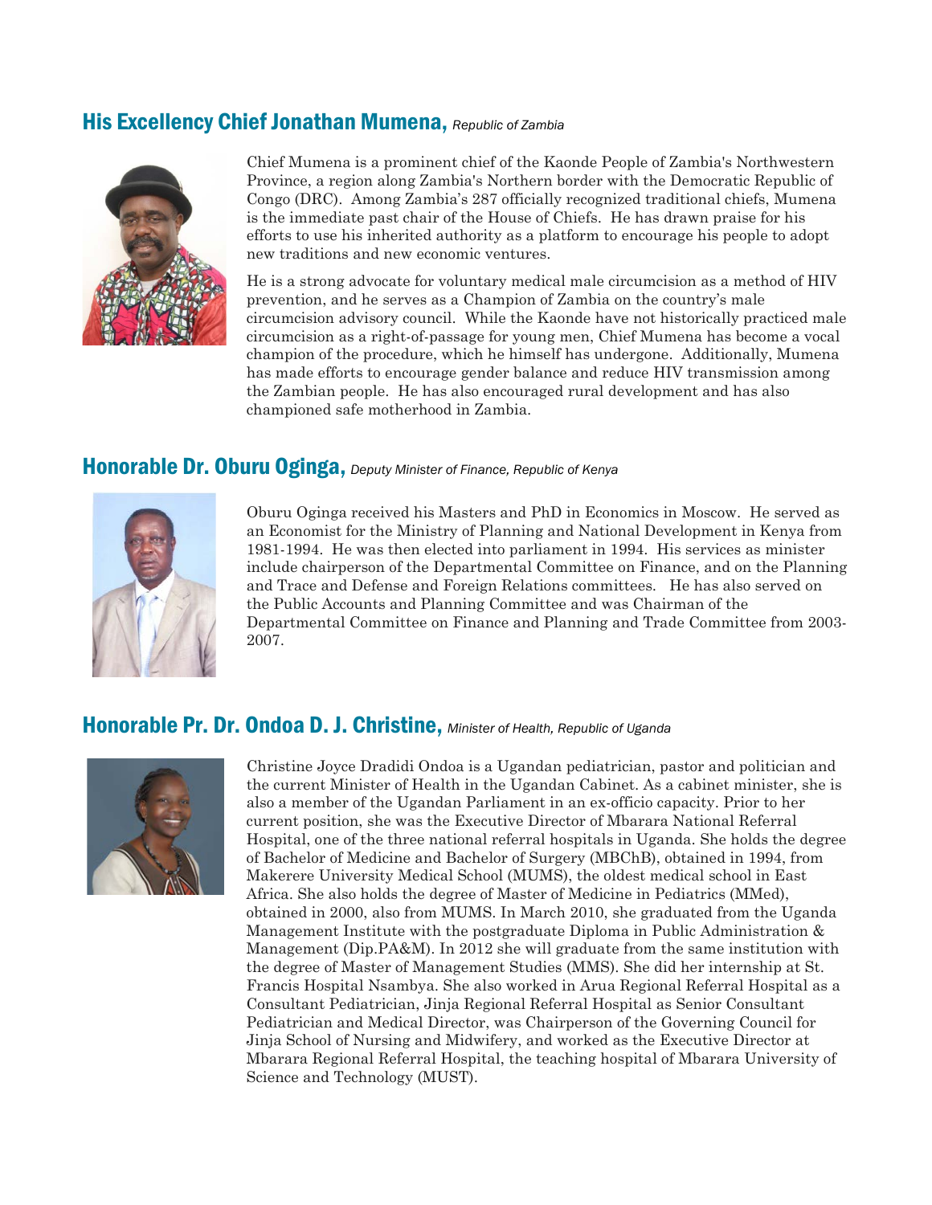## His Excellency Chief Jonathan Mumena, *Republic of Zambia*

Chief Mumena is a prominent chief of the Kaonde People of Zambia's Northwestern Province, a region along Zambia's Northern border with the Democratic Republic of Congo (DRC). Among Zambia's 287 officially recognized traditional chiefs, Mumena is the immediate past chair of the House of Chiefs. He has drawn praise for his efforts to use his inherited authority as a platform to encourage his people to adopt new traditions and new economic ventures.

He is a strong advocate for voluntary medical male circumcision as a method of HIV prevention, and he serves as a Champion of Zambia on the country's male circumcision advisory council. While the Kaonde have not historically practiced male circumcision as a right-of-passage for young men, Chief Mumena has become a vocal champion of the procedure, which he himself has undergone. Additionally, Mumena has made efforts to encourage gender balance and reduce HIV transmission among the Zambian people. He has also encouraged rural development and has also championed safe motherhood in Zambia.

## Honorable Dr. Oburu Oginga, *Deputy Minister of Finance, Republic of Kenya*

Oburu Oginga received his Masters and PhD in Economics in Moscow. He served as an Economist for the Ministry of Planning and National Development in Kenya from 1981-1994. He was then elected into parliament in 1994. His services as minister include chairperson of the Departmental Committee on Finance, and on the Planning and Trace and Defense and Foreign Relations committees. He has also served on the Public Accounts and Planning Committee and was Chairman of the Departmental Committee on Finance and Planning and Trade Committee from 2003-2007.

## Honorable Pr. Dr. Ondoa D. J. Christine, *Minister of Health, Republic of Uganda*

Christine Joyce Dradidi Ondoa is a Ugandan pediatrician, pastor and politician and the current Minister of Health in the Ugandan Cabinet. As a cabinet minister, she is also a member of the Ugandan Parliament in an ex-officio capacity. Prior to her current position, she was the Executive Director of Mbarara National Referral Hospital, one of the three national referral hospitals in Uganda. She holds the degree of Bachelor of Medicine and Bachelor of Surgery (MBChB), obtained in 1994, from Makerere University Medical School (MUMS), the oldest medical school in East Africa. She also holds the degree of Master of Medicine in Pediatrics (MMed), obtained in 2000, also from MUMS. In March 2010, she graduated from the Uganda Management Institute with the postgraduate Diploma in Public Administration & Management (Dip.PA&M). In 2012 she will graduate from the same institution with the degree of Master of Management Studies (MMS). She did her internship at St. Francis Hospital Nsambya. She also worked in Arua Regional Referral Hospital as a Consultant Pediatrician, Jinja Regional Referral Hospital as Senior Consultant Pediatrician and Medical Director, was Chairperson of the Governing Council for Jinja School of Nursing and Midwifery, and worked as the Executive Director at Mbarara Regional Referral Hospital, the teaching hospital of Mbarara University of Science and Technology (MUST).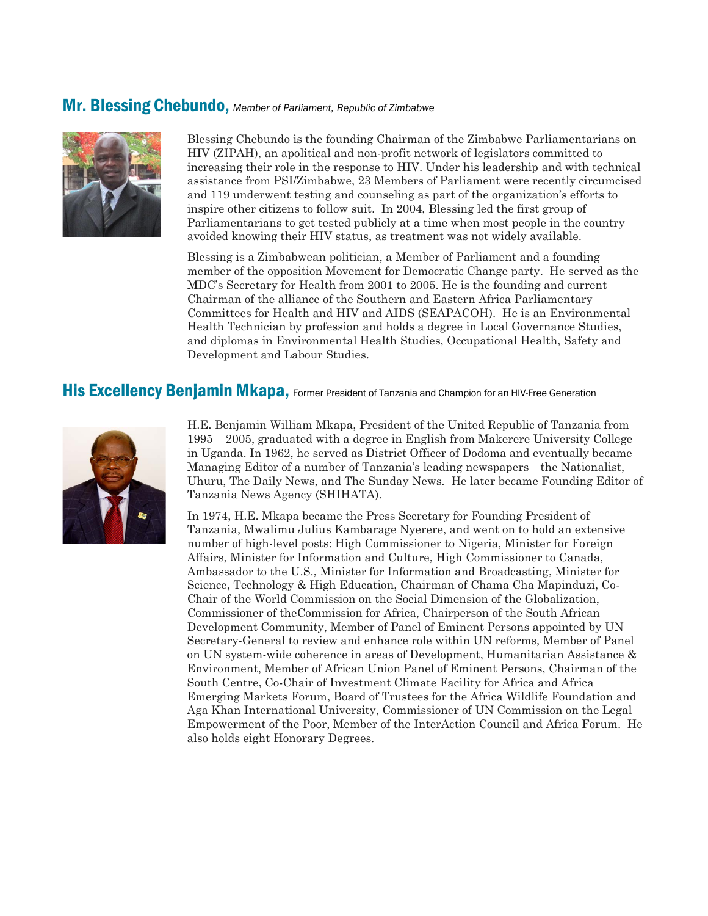## Mr. Blessing Chebundo, *Member of Parliament, Republic of Zimbabwe*

Blessing Chebundo is the founding Chairman of the Zimbabwe Parliamentarians on HIV (ZIPAH), an apolitical and non-profit network of legislators committed to increasing their role in the response to HIV. Under his leadership and with technical assistance from PSI/Zimbabwe, 23 Members of Parliament were recently circumcised and 119 underwent testing and counseling as part of the organization's efforts to inspire other citizens to follow suit. In 2004, Blessing led the first group of Parliamentarians to get tested publicly at a time when most people in the country avoided knowing their HIV status, as treatment was not widely available.

Blessing is a Zimbabwean politician, a Member of Parliament and a founding member of the opposition Movement for Democratic Change party. He served as the MDC's Secretary for Health from 2001 to 2005. He is the founding and current Chairman of the alliance of the Southern and Eastern Africa Parliamentary Committees for Health and HIV and AIDS (SEAPACOH). He is an Environmental Health Technician by profession and holds a degree in Local Governance Studies, and diplomas in Environmental Health Studies, Occupational Health, Safety and Development and Labour Studies.

## His Excellency Benjamin Mkapa, Former President of Tanzania and Champion for an HIV-Free Generation

H.E. Benjamin William Mkapa, President of the United Republic of Tanzania from 1995 – 2005, graduated with a degree in English from Makerere University College in Uganda. In 1962, he served as District Officer of Dodoma and eventually became Managing Editor of a number of Tanzania's leading newspapers—the Nationalist, Uhuru, The Daily News, and The Sunday News. He later became Founding Editor of Tanzania News Agency (SHIHATA).

In 1974, H.E. Mkapa became the Press Secretary for Founding President of Tanzania, Mwalimu Julius Kambarage Nyerere, and went on to hold an extensive number of high-level posts: High Commissioner to Nigeria, Minister for Foreign Affairs, Minister for Information and Culture, High Commissioner to Canada, Ambassador to the U.S., Minister for Information and Broadcasting, Minister for Science, Technology & High Education, Chairman of Chama Cha Mapinduzi, Co-Chair of the World Commission on the Social Dimension of the Globalization, Commissioner of theCommission for Africa, Chairperson of the South African Development Community, Member of Panel of Eminent Persons appointed by UN Secretary-General to review and enhance role within UN reforms, Member of Panel on UN system-wide coherence in areas of Development, Humanitarian Assistance & Environment, Member of African Union Panel of Eminent Persons, Chairman of the South Centre, Co-Chair of Investment Climate Facility for Africa and Africa Emerging Markets Forum, Board of Trustees for the Africa Wildlife Foundation and Aga Khan International University, Commissioner of UN Commission on the Legal Empowerment of the Poor, Member of the InterAction Council and Africa Forum. He also holds eight Honorary Degrees.